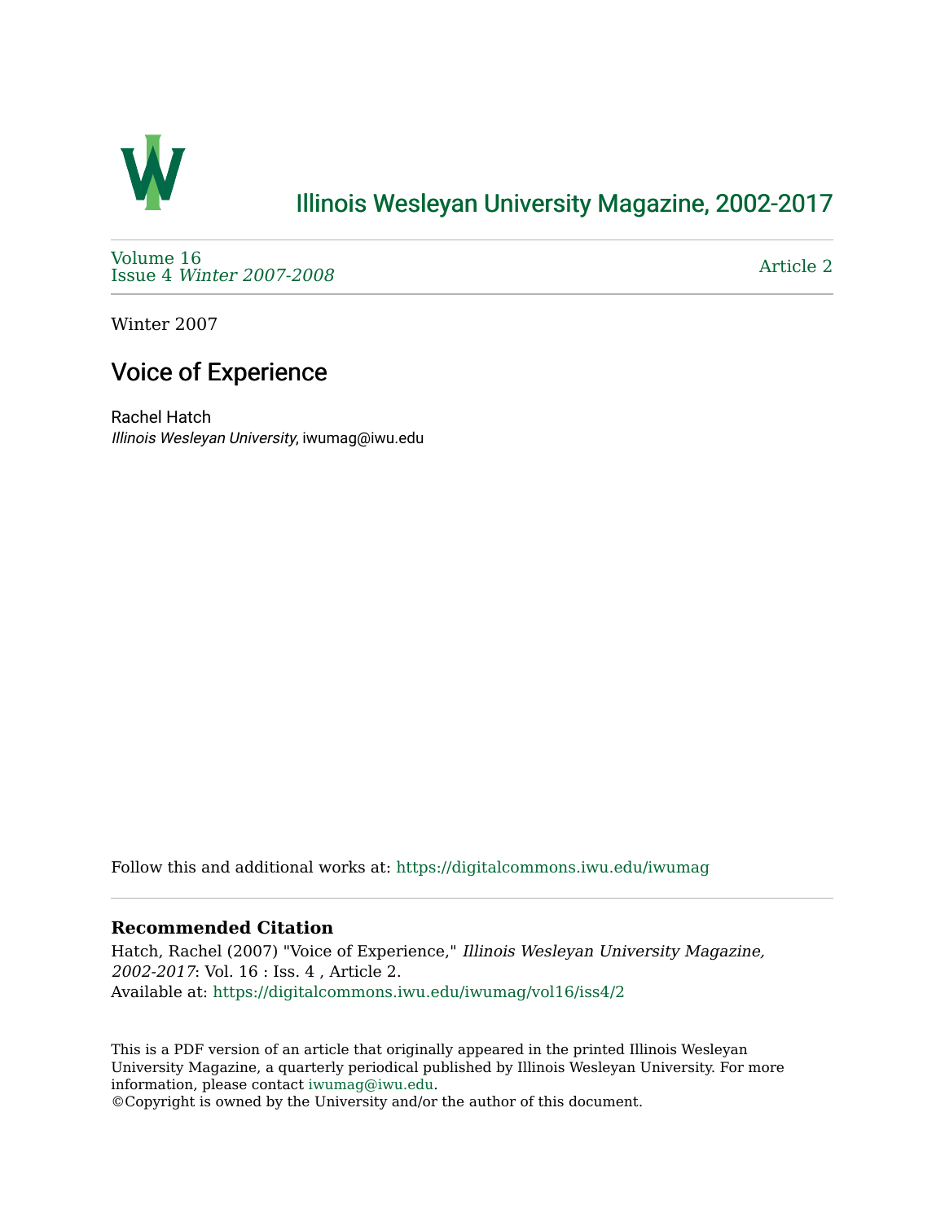Illinois Wesleyan University Magazine, 2002-2017

Volume 16
Issue 4 *Winter 2007-2008*

Article 2

Winter 2007

# Voice of Experience

Rachel Hatch
*Illinois Wesleyan University*, iwumag@iwu.edu

Follow this and additional works at: https://digitalcommons.iwu.edu/iwumag

### Recommended Citation

Hatch, Rachel (2007) "Voice of Experience," *Illinois Wesleyan University Magazine, 2002-2017*: Vol. 16 : Iss. 4 , Article 2.
Available at: https://digitalcommons.iwu.edu/iwumag/vol16/iss4/2

This is a PDF version of an article that originally appeared in the printed Illinois Wesleyan University Magazine, a quarterly periodical published by Illinois Wesleyan University. For more information, please contact iwumag@iwu.edu.
©Copyright is owned by the University and/or the author of this document.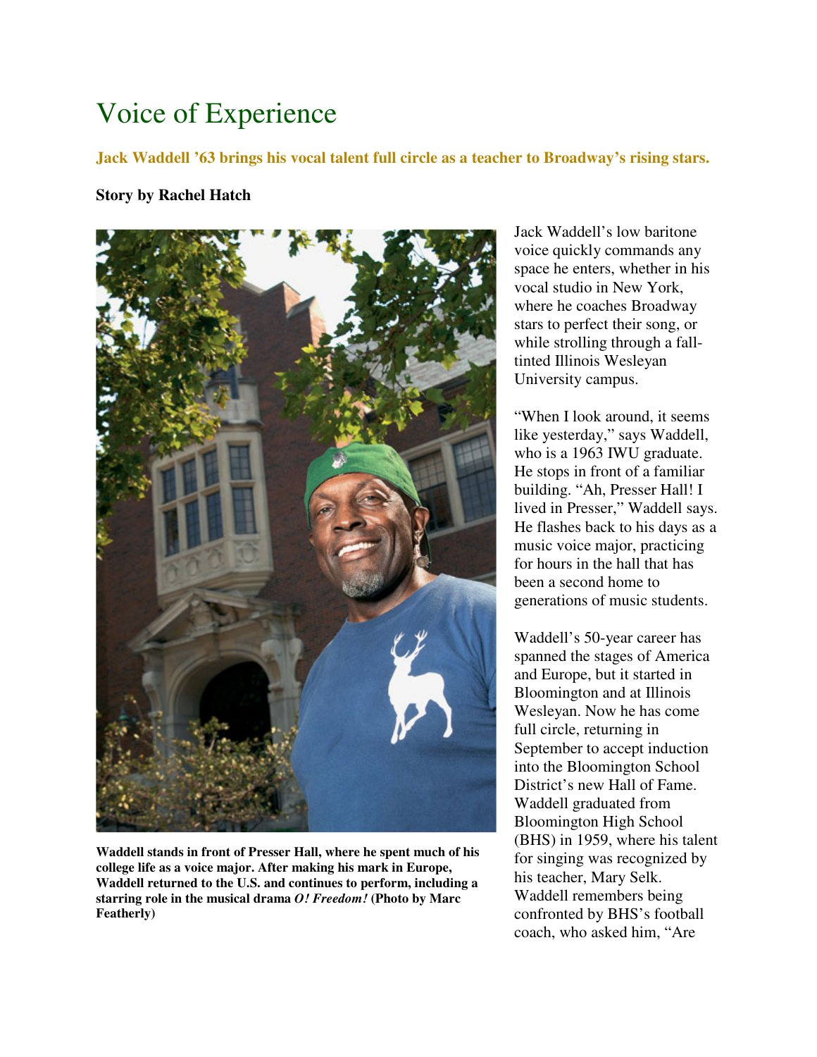# Voice of Experience

**Jack Waddell '63 brings his vocal talent full circle as a teacher to Broadway's rising stars.**

**Story by Rachel Hatch**

**Waddell stands in front of Presser Hall, where he spent much of his college life as a voice major. After making his mark in Europe, Waddell returned to the U.S. and continues to perform, including a starring role in the musical drama *O! Freedom!* (Photo by Marc Featherly)**

Jack Waddell's low baritone voice quickly commands any space he enters, whether in his vocal studio in New York, where he coaches Broadway stars to perfect their song, or while strolling through a fall-tinted Illinois Wesleyan University campus.

"When I look around, it seems like yesterday," says Waddell, who is a 1963 IWU graduate. He stops in front of a familiar building. "Ah, Presser Hall! I lived in Presser," Waddell says. He flashes back to his days as a music voice major, practicing for hours in the hall that has been a second home to generations of music students.

Waddell's 50-year career has spanned the stages of America and Europe, but it started in Bloomington and at Illinois Wesleyan. Now he has come full circle, returning in September to accept induction into the Bloomington School District's new Hall of Fame. Waddell graduated from Bloomington High School (BHS) in 1959, where his talent for singing was recognized by his teacher, Mary Selk. Waddell remembers being confronted by BHS's football coach, who asked him, "Are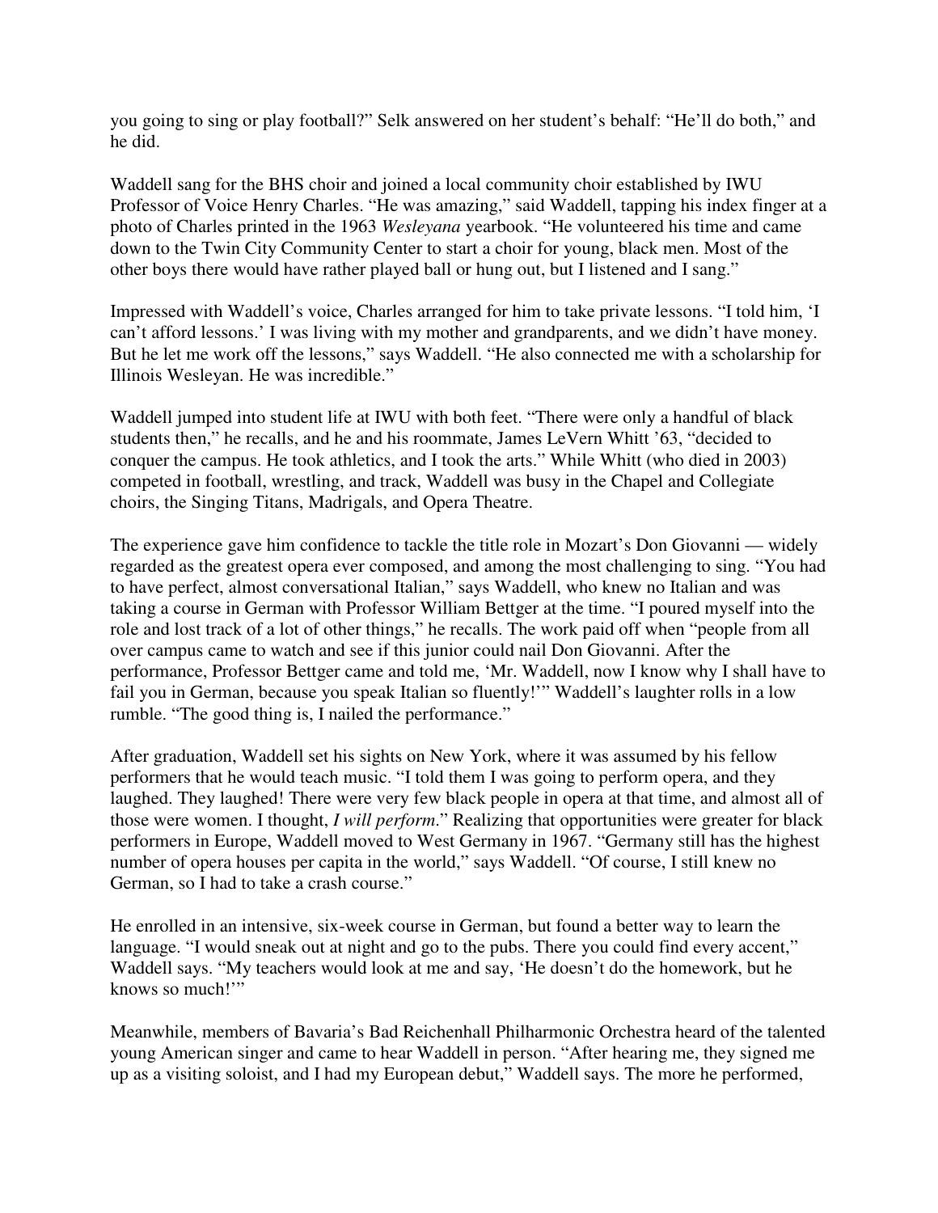you going to sing or play football?" Selk answered on her student's behalf: "He'll do both," and he did.

Waddell sang for the BHS choir and joined a local community choir established by IWU Professor of Voice Henry Charles. "He was amazing," said Waddell, tapping his index finger at a photo of Charles printed in the 1963 *Wesleyana* yearbook. "He volunteered his time and came down to the Twin City Community Center to start a choir for young, black men. Most of the other boys there would have rather played ball or hung out, but I listened and I sang."

Impressed with Waddell's voice, Charles arranged for him to take private lessons. "I told him, 'I can't afford lessons.' I was living with my mother and grandparents, and we didn't have money. But he let me work off the lessons," says Waddell. "He also connected me with a scholarship for Illinois Wesleyan. He was incredible."

Waddell jumped into student life at IWU with both feet. "There were only a handful of black students then," he recalls, and he and his roommate, James LeVern Whitt '63, "decided to conquer the campus. He took athletics, and I took the arts." While Whitt (who died in 2003) competed in football, wrestling, and track, Waddell was busy in the Chapel and Collegiate choirs, the Singing Titans, Madrigals, and Opera Theatre.

The experience gave him confidence to tackle the title role in Mozart's Don Giovanni — widely regarded as the greatest opera ever composed, and among the most challenging to sing. "You had to have perfect, almost conversational Italian," says Waddell, who knew no Italian and was taking a course in German with Professor William Bettger at the time. "I poured myself into the role and lost track of a lot of other things," he recalls. The work paid off when "people from all over campus came to watch and see if this junior could nail Don Giovanni. After the performance, Professor Bettger came and told me, 'Mr. Waddell, now I know why I shall have to fail you in German, because you speak Italian so fluently!'" Waddell's laughter rolls in a low rumble. "The good thing is, I nailed the performance."

After graduation, Waddell set his sights on New York, where it was assumed by his fellow performers that he would teach music. "I told them I was going to perform opera, and they laughed. They laughed! There were very few black people in opera at that time, and almost all of those were women. I thought, *I will perform*." Realizing that opportunities were greater for black performers in Europe, Waddell moved to West Germany in 1967. "Germany still has the highest number of opera houses per capita in the world," says Waddell. "Of course, I still knew no German, so I had to take a crash course."

He enrolled in an intensive, six-week course in German, but found a better way to learn the language. "I would sneak out at night and go to the pubs. There you could find every accent," Waddell says. "My teachers would look at me and say, 'He doesn't do the homework, but he knows so much!'"

Meanwhile, members of Bavaria's Bad Reichenhall Philharmonic Orchestra heard of the talented young American singer and came to hear Waddell in person. "After hearing me, they signed me up as a visiting soloist, and I had my European debut," Waddell says. The more he performed,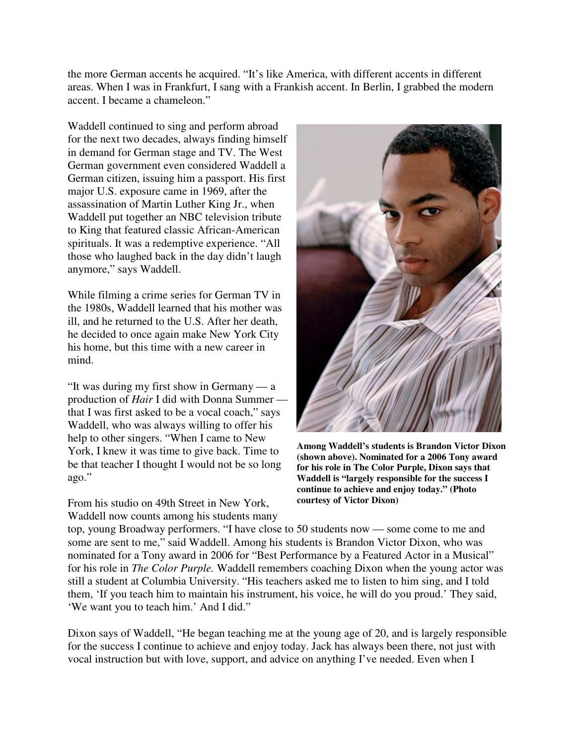the more German accents he acquired. "It's like America, with different accents in different areas. When I was in Frankfurt, I sang with a Frankish accent. In Berlin, I grabbed the modern accent. I became a chameleon."

Waddell continued to sing and perform abroad for the next two decades, always finding himself in demand for German stage and TV. The West German government even considered Waddell a German citizen, issuing him a passport. His first major U.S. exposure came in 1969, after the assassination of Martin Luther King Jr., when Waddell put together an NBC television tribute to King that featured classic African-American spirituals. It was a redemptive experience. "All those who laughed back in the day didn't laugh anymore," says Waddell.

While filming a crime series for German TV in the 1980s, Waddell learned that his mother was ill, and he returned to the U.S. After her death, he decided to once again make New York City his home, but this time with a new career in mind.

"It was during my first show in Germany — a production of *Hair* I did with Donna Summer — that I was first asked to be a vocal coach," says Waddell, who was always willing to offer his help to other singers. "When I came to New York, I knew it was time to give back. Time to be that teacher I thought I would not be so long ago."

**Among Waddell's students is Brandon Victor Dixon (shown above). Nominated for a 2006 Tony award for his role in The Color Purple, Dixon says that Waddell is "largely responsible for the success I continue to achieve and enjoy today." (Photo courtesy of Victor Dixon)**

From his studio on 49th Street in New York, Waddell now counts among his students many top, young Broadway performers. "I have close to 50 students now — some come to me and some are sent to me," said Waddell. Among his students is Brandon Victor Dixon, who was nominated for a Tony award in 2006 for "Best Performance by a Featured Actor in a Musical" for his role in *The Color Purple.* Waddell remembers coaching Dixon when the young actor was still a student at Columbia University. "His teachers asked me to listen to him sing, and I told them, 'If you teach him to maintain his instrument, his voice, he will do you proud.' They said, 'We want you to teach him.' And I did."

Dixon says of Waddell, "He began teaching me at the young age of 20, and is largely responsible for the success I continue to achieve and enjoy today. Jack has always been there, not just with vocal instruction but with love, support, and advice on anything I've needed. Even when I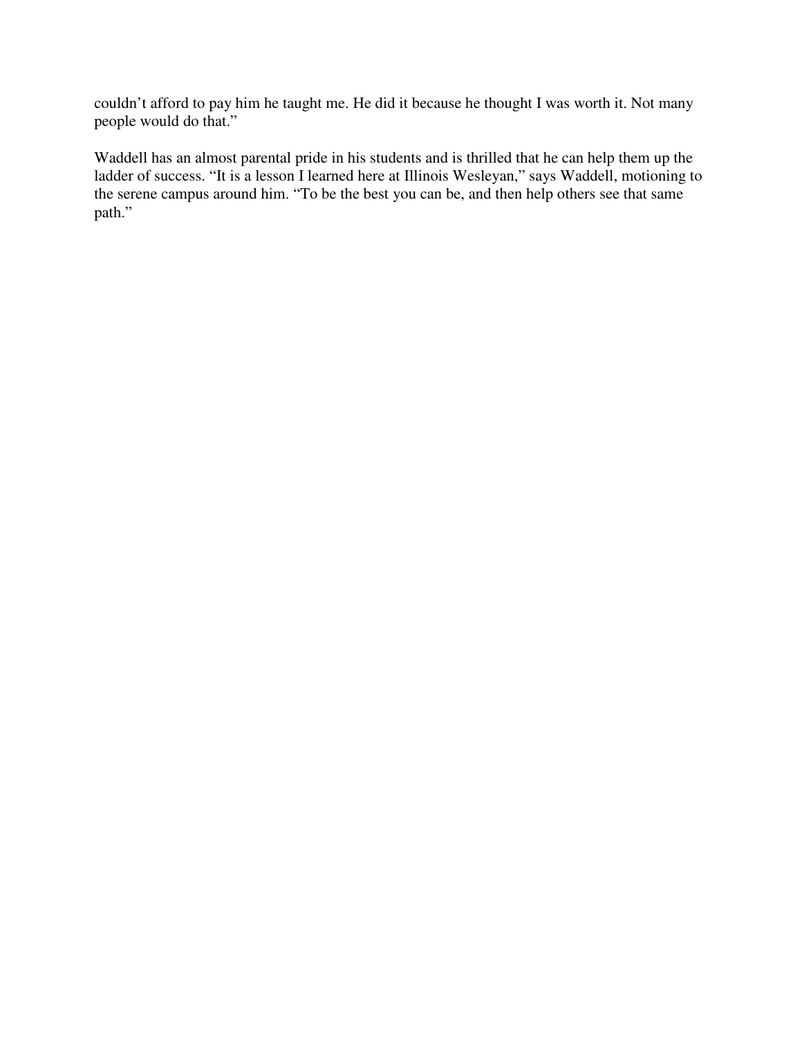couldn't afford to pay him he taught me. He did it because he thought I was worth it. Not many people would do that."

Waddell has an almost parental pride in his students and is thrilled that he can help them up the ladder of success. "It is a lesson I learned here at Illinois Wesleyan," says Waddell, motioning to the serene campus around him. "To be the best you can be, and then help others see that same path."